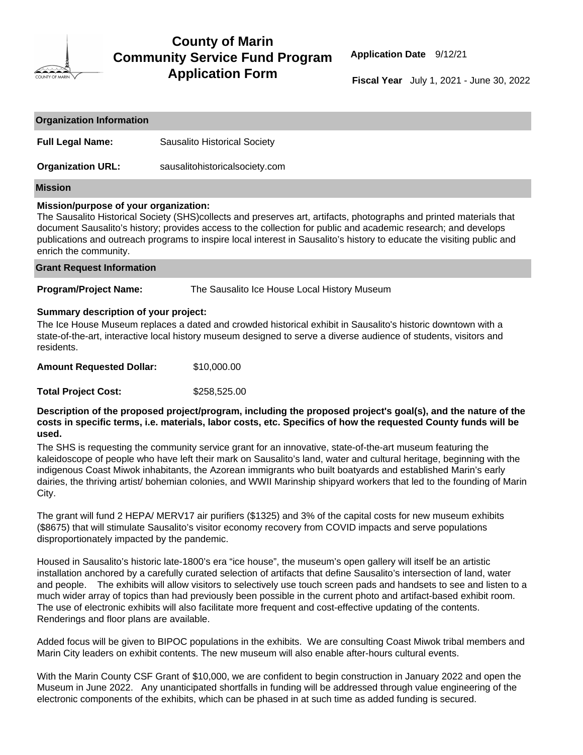# County of Marin Community Service Fund Program Application Form

**Application Date** 9/12/21

**Fiscal Year** July 1, 2021 - June 30, 2022

## Organization Information

**Full Legal Name:** Sausalito Historical Society

**Organization URL:** sausalitohistoricalsociety.com

## Mission

**Mission/purpose of your organization:**

The Sausalito Historical Society (SHS)collects and preserves art, artifacts, photographs and printed materials that document Sausalito's history; provides access to the collection for public and academic research; and develops publications and outreach programs to inspire local interest in Sausalito's history to educate the visiting public and enrich the community.

## Grant Request Information

**Program/Project Name:** The Sausalito Ice House Local History Museum

**Summary description of your project:**

The Ice House Museum replaces a dated and crowded historical exhibit in Sausalito's historic downtown with a state-of-the-art, interactive local history museum designed to serve a diverse audience of students, visitors and residents.

**Amount Requested Dollar:** $10,000.00

**Total Project Cost:** $258,525.00

**Description of the proposed project/program, including the proposed project's goal(s), and the nature of the costs in specific terms, i.e. materials, labor costs, etc. Specifics of how the requested County funds will be used.**

The SHS is requesting the community service grant for an innovative, state-of-the-art museum featuring the kaleidoscope of people who have left their mark on Sausalito's land, water and cultural heritage, beginning with the indigenous Coast Miwok inhabitants, the Azorean immigrants who built boatyards and established Marin's early dairies, the thriving artist/ bohemian colonies, and WWII Marinship shipyard workers that led to the founding of Marin City.

The grant will fund 2 HEPA/ MERV17 air purifiers ($1325) and 3% of the capital costs for new museum exhibits ($8675) that will stimulate Sausalito's visitor economy recovery from COVID impacts and serve populations disproportionately impacted by the pandemic.

Housed in Sausalito's historic late-1800's era "ice house", the museum's open gallery will itself be an artistic installation anchored by a carefully curated selection of artifacts that define Sausalito's intersection of land, water and people. The exhibits will allow visitors to selectively use touch screen pads and handsets to see and listen to a much wider array of topics than had previously been possible in the current photo and artifact-based exhibit room. The use of electronic exhibits will also facilitate more frequent and cost-effective updating of the contents. Renderings and floor plans are available.

Added focus will be given to BIPOC populations in the exhibits. We are consulting Coast Miwok tribal members and Marin City leaders on exhibit contents. The new museum will also enable after-hours cultural events.

With the Marin County CSF Grant of $10,000, we are confident to begin construction in January 2022 and open the Museum in June 2022. Any unanticipated shortfalls in funding will be addressed through value engineering of the electronic components of the exhibits, which can be phased in at such time as added funding is secured.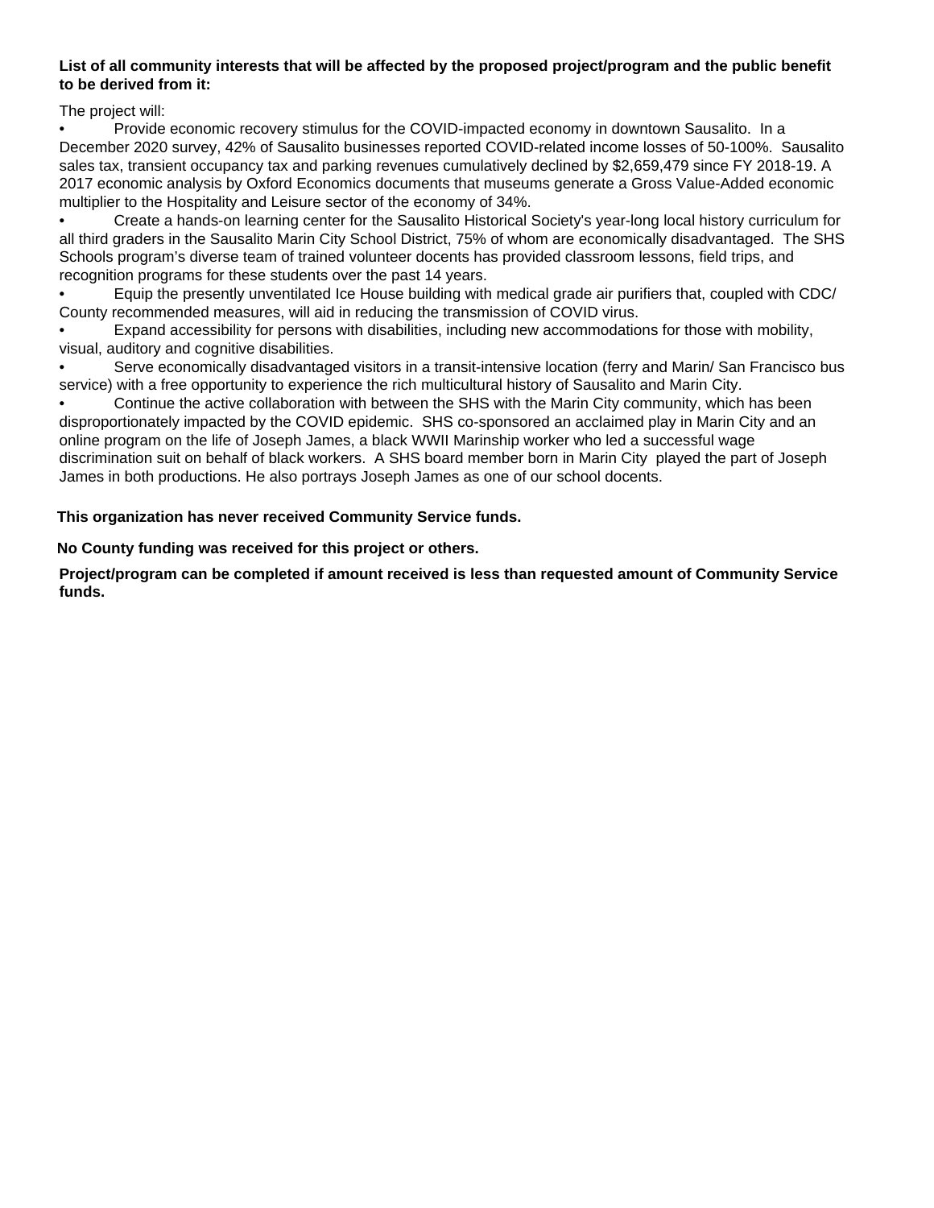**List of all community interests that will be affected by the proposed project/program and the public benefit to be derived from it:**

The project will:

- Provide economic recovery stimulus for the COVID-impacted economy in downtown Sausalito. In a December 2020 survey, 42% of Sausalito businesses reported COVID-related income losses of 50-100%. Sausalito sales tax, transient occupancy tax and parking revenues cumulatively declined by $2,659,479 since FY 2018-19. A 2017 economic analysis by Oxford Economics documents that museums generate a Gross Value-Added economic multiplier to the Hospitality and Leisure sector of the economy of 34%.
- Create a hands-on learning center for the Sausalito Historical Society's year-long local history curriculum for all third graders in the Sausalito Marin City School District, 75% of whom are economically disadvantaged. The SHS Schools program's diverse team of trained volunteer docents has provided classroom lessons, field trips, and recognition programs for these students over the past 14 years.
- Equip the presently unventilated Ice House building with medical grade air purifiers that, coupled with CDC/ County recommended measures, will aid in reducing the transmission of COVID virus.
- Expand accessibility for persons with disabilities, including new accommodations for those with mobility, visual, auditory and cognitive disabilities.
- Serve economically disadvantaged visitors in a transit-intensive location (ferry and Marin/ San Francisco bus service) with a free opportunity to experience the rich multicultural history of Sausalito and Marin City.
- Continue the active collaboration with between the SHS with the Marin City community, which has been disproportionately impacted by the COVID epidemic. SHS co-sponsored an acclaimed play in Marin City and an online program on the life of Joseph James, a black WWII Marinship worker who led a successful wage discrimination suit on behalf of black workers. A SHS board member born in Marin City played the part of Joseph James in both productions. He also portrays Joseph James as one of our school docents.

**This organization has never received Community Service funds.**

**No County funding was received for this project or others.**

**Project/program can be completed if amount received is less than requested amount of Community Service funds.**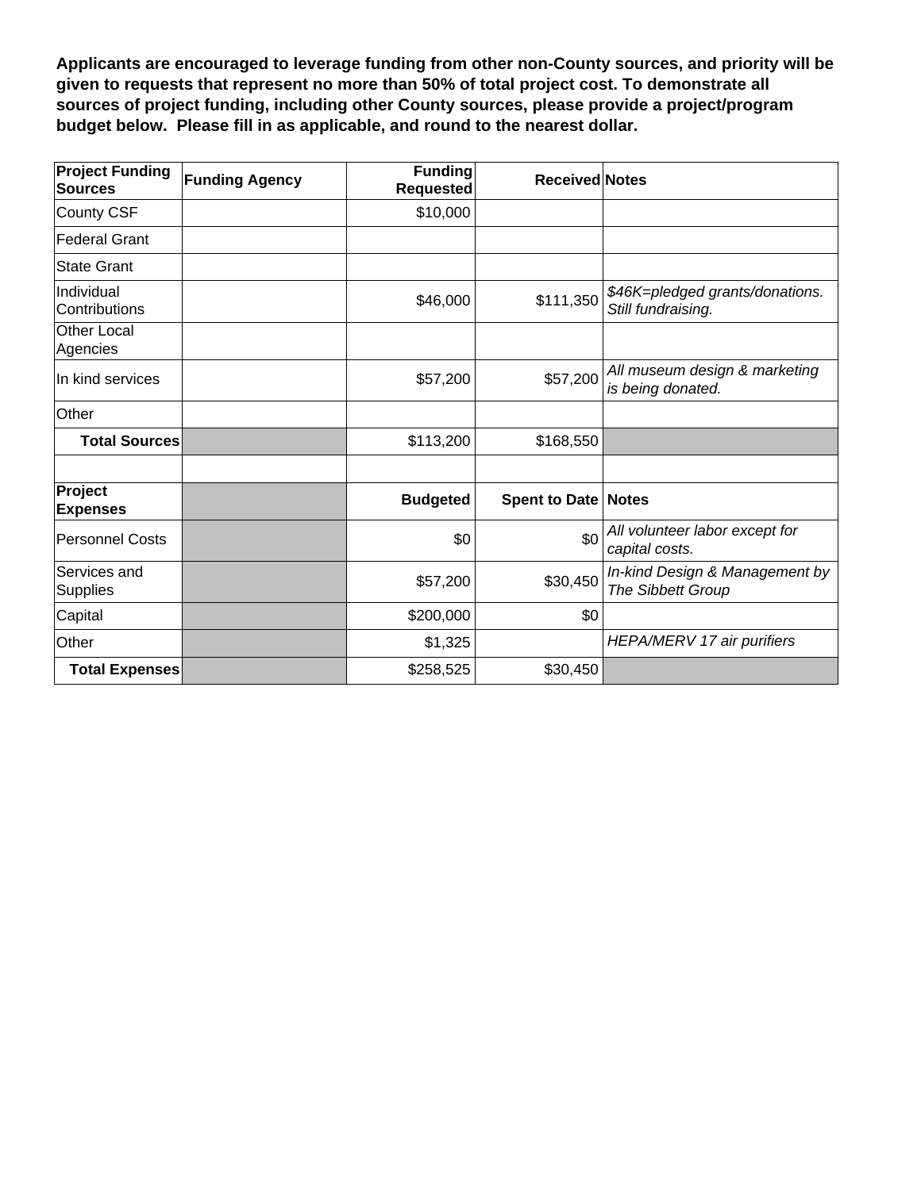**Applicants are encouraged to leverage funding from other non-County sources, and priority will be given to requests that represent no more than 50% of total project cost. To demonstrate all sources of project funding, including other County sources, please provide a project/program budget below. Please fill in as applicable, and round to the nearest dollar.**

| **Project Funding Sources** | **Funding Agency** | **Funding Requested** | **Received** | **Notes** |
|---|---|---|---|---|
| County CSF | | $10,000 | | |
| Federal Grant | | | | |
| State Grant | | | | |
| Individual Contributions | | $46,000 | $111,350 | *$46K=pledged grants/donations. Still fundraising.* |
| Other Local Agencies | | | | |
| In kind services | | $57,200 | $57,200 | *All museum design & marketing is being donated.* |
| Other | | | | |
| **Total Sources** | | $113,200 | $168,550 | |
| | | | | |
| **Project Expenses** | | **Budgeted** | **Spent to Date** | **Notes** |
| Personnel Costs | | $0 | $0 | *All volunteer labor except for capital costs.* |
| Services and Supplies | | $57,200 | $30,450 | *In-kind Design & Management by The Sibbett Group* |
| Capital | | $200,000 | $0 | |
| Other | | $1,325 | | *HEPA/MERV 17 air purifiers* |
| **Total Expenses** | | $258,525 | $30,450 | |